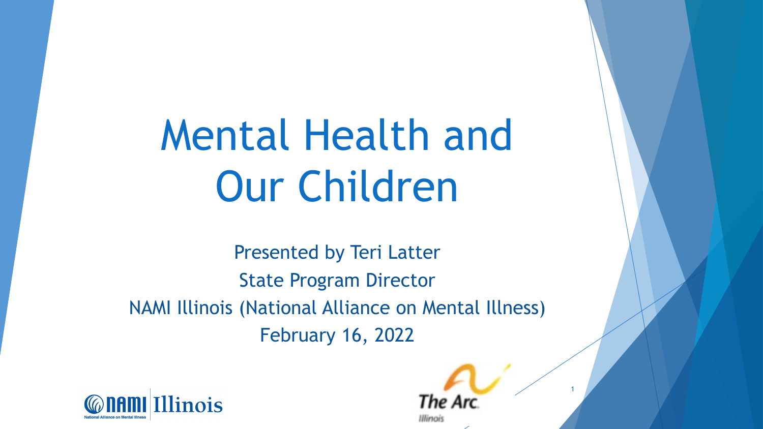# Mental Health and Our Children

Presented by Teri Latter

State Program Director

NAMI Illinois (National Alliance on Mental Illness)

February 16, 2022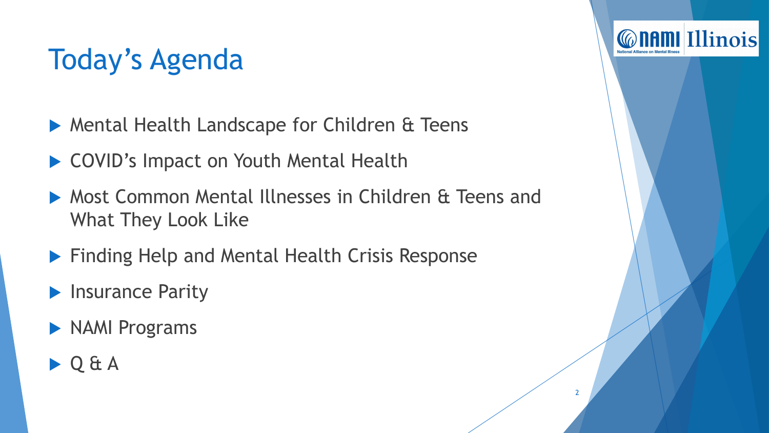# Today’s Agenda

- Mental Health Landscape for Children & Teens
- COVID’s Impact on Youth Mental Health
- Most Common Mental Illnesses in Children & Teens and What They Look Like
- Finding Help and Mental Health Crisis Response
- Insurance Parity
- NAMI Programs
- Q & A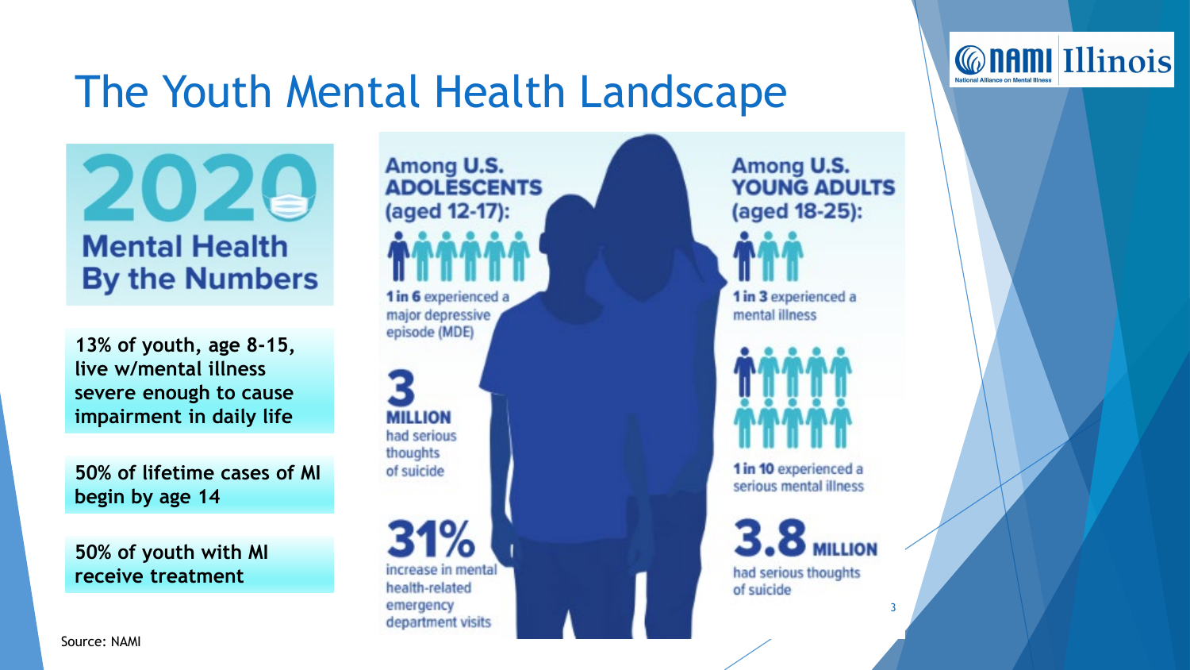# The Youth Mental Health Landscape

**2020 Mental Health By the Numbers**

**13% of youth, age 8-15, live w/mental illness severe enough to cause impairment in daily life**

**50% of lifetime cases of MI begin by age 14**

**50% of youth with MI receive treatment**

## Among U.S. ADOLESCENTS (aged 12-17):

**1 in 6** experienced a major depressive episode (MDE)

**3 MILLION** had serious thoughts of suicide

**31%** increase in mental health-related emergency department visits

## Among U.S. YOUNG ADULTS (aged 18-25):

**1 in 3** experienced a mental illness

**1 in 10** experienced a serious mental illness

**3.8 MILLION** had serious thoughts of suicide

Source: NAMI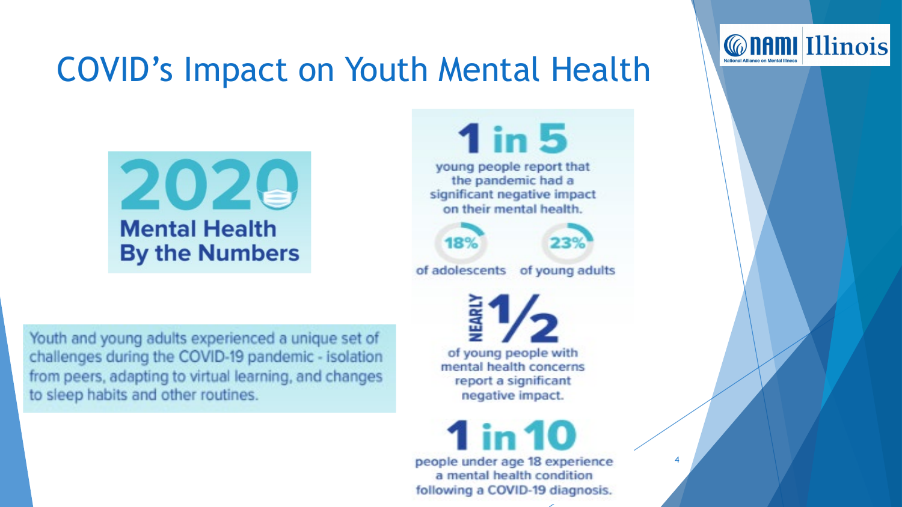# COVID's Impact on Youth Mental Health

**2020 Mental Health By the Numbers**

Youth and young adults experienced a unique set of challenges during the COVID-19 pandemic - isolation from peers, adapting to virtual learning, and changes to sleep habits and other routines.

**1 in 5** young people report that the pandemic had a significant negative impact on their mental health.

**18%** of adolescents

**23%** of young adults

**NEARLY 1/2** of young people with mental health concerns report a significant negative impact.

**1 in 10** people under age 18 experience a mental health condition following a COVID-19 diagnosis.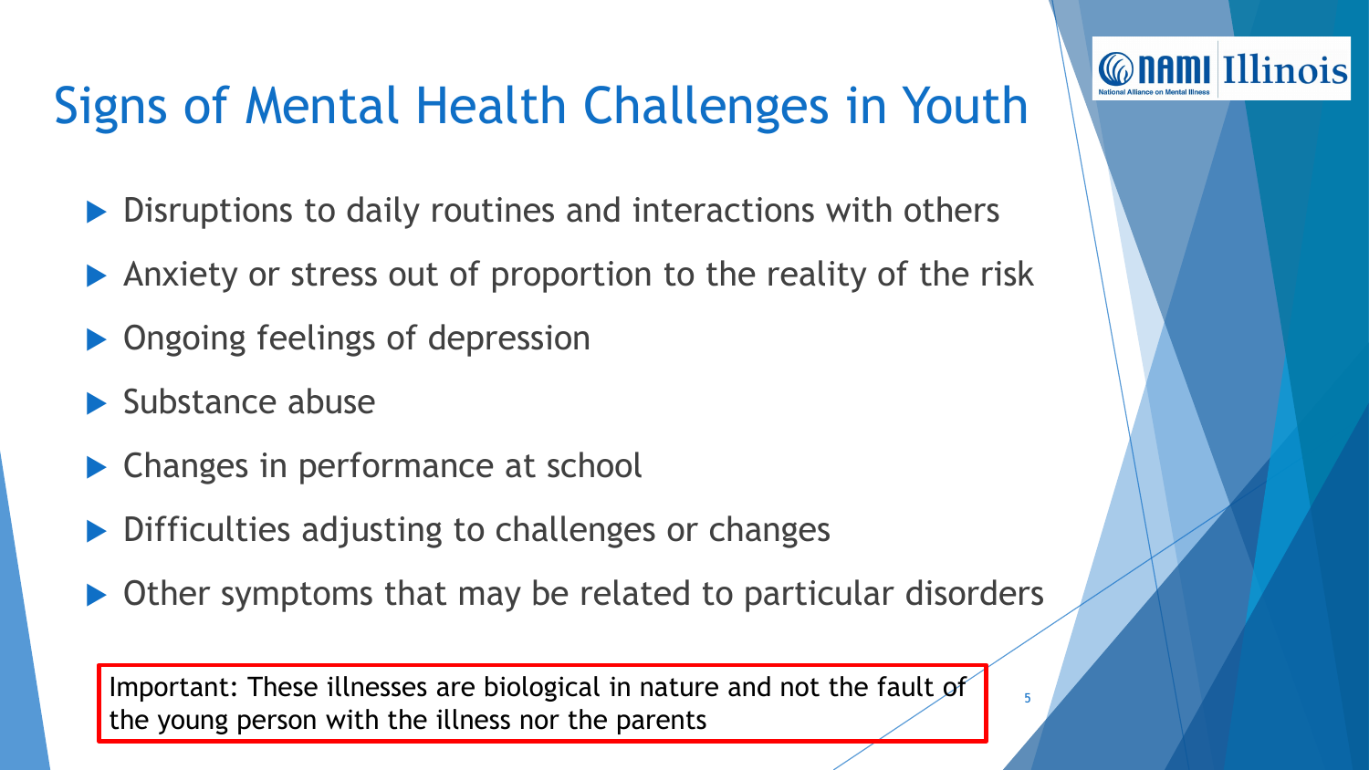# Signs of Mental Health Challenges in Youth

- Disruptions to daily routines and interactions with others
- Anxiety or stress out of proportion to the reality of the risk
- Ongoing feelings of depression
- Substance abuse
- Changes in performance at school
- Difficulties adjusting to challenges or changes
- Other symptoms that may be related to particular disorders

Important: These illnesses are biological in nature and not the fault of the young person with the illness nor the parents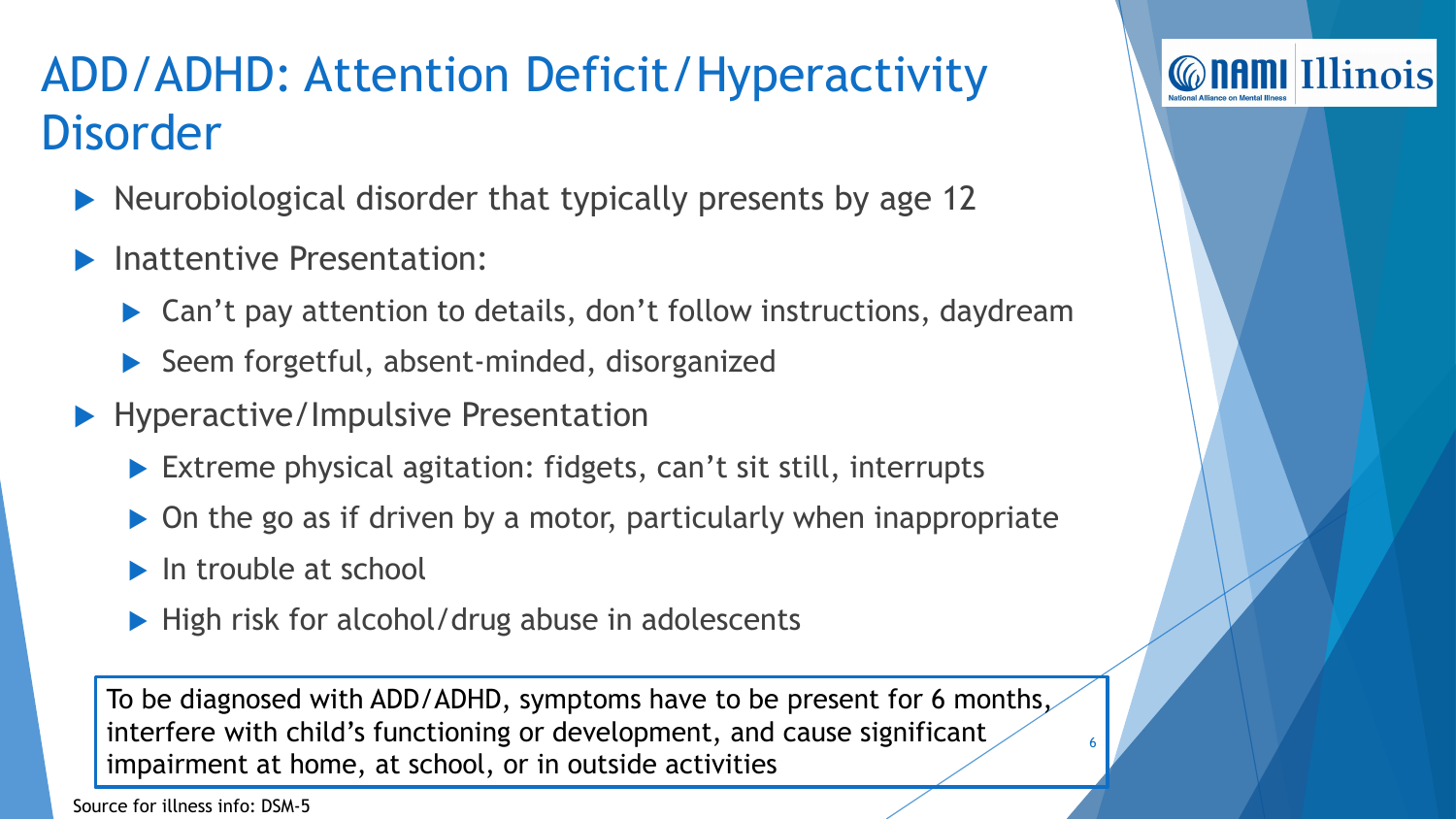# ADD/ADHD: Attention Deficit/Hyperactivity Disorder

- Neurobiological disorder that typically presents by age 12
- Inattentive Presentation:
  - Can't pay attention to details, don't follow instructions, daydream
  - Seem forgetful, absent-minded, disorganized
- Hyperactive/Impulsive Presentation
  - Extreme physical agitation: fidgets, can't sit still, interrupts
  - On the go as if driven by a motor, particularly when inappropriate
  - In trouble at school
  - High risk for alcohol/drug abuse in adolescents

To be diagnosed with ADD/ADHD, symptoms have to be present for 6 months, interfere with child's functioning or development, and cause significant impairment at home, at school, or in outside activities

Source for illness info: DSM-5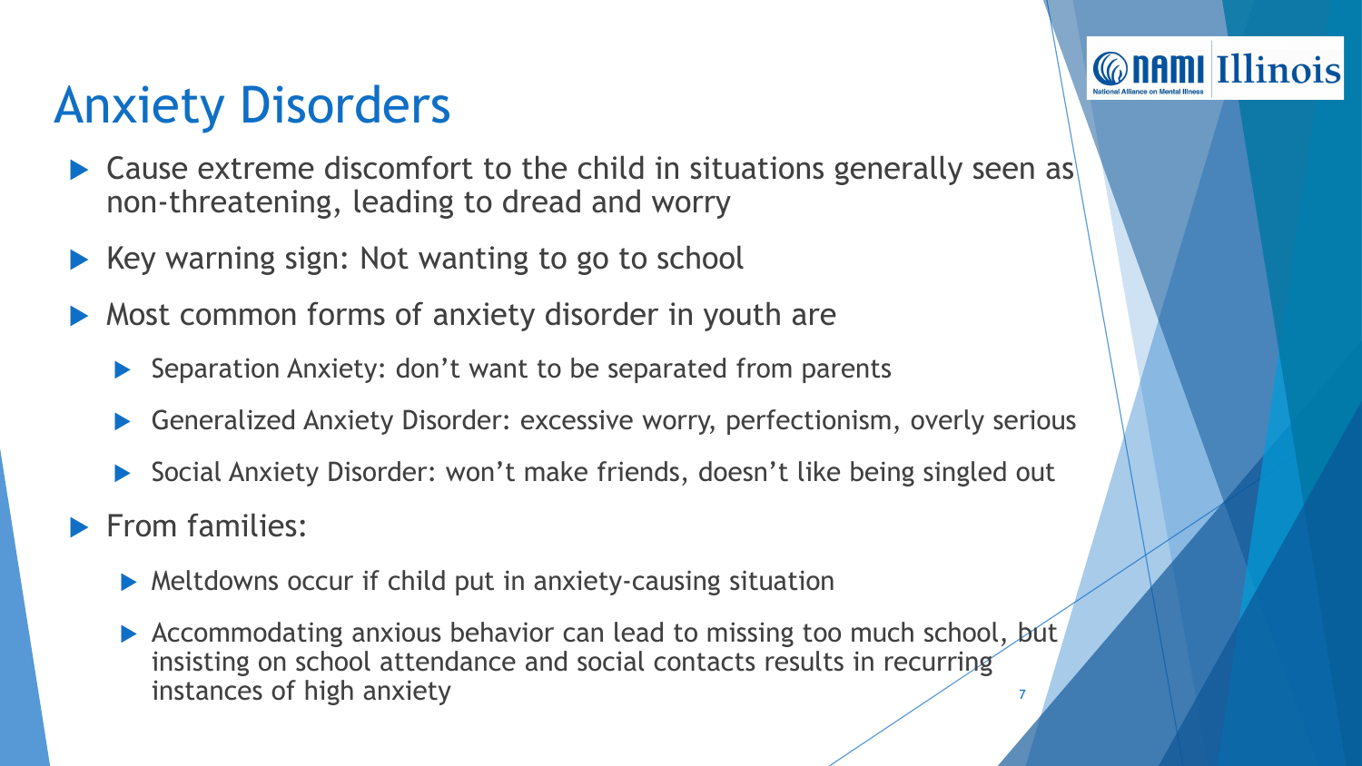# Anxiety Disorders

- Cause extreme discomfort to the child in situations generally seen as non-threatening, leading to dread and worry
- Key warning sign: Not wanting to go to school
- Most common forms of anxiety disorder in youth are
  - Separation Anxiety: don't want to be separated from parents
  - Generalized Anxiety Disorder: excessive worry, perfectionism, overly serious
  - Social Anxiety Disorder: won't make friends, doesn't like being singled out
- From families:
  - Meltdowns occur if child put in anxiety-causing situation
  - Accommodating anxious behavior can lead to missing too much school, but insisting on school attendance and social contacts results in recurring instances of high anxiety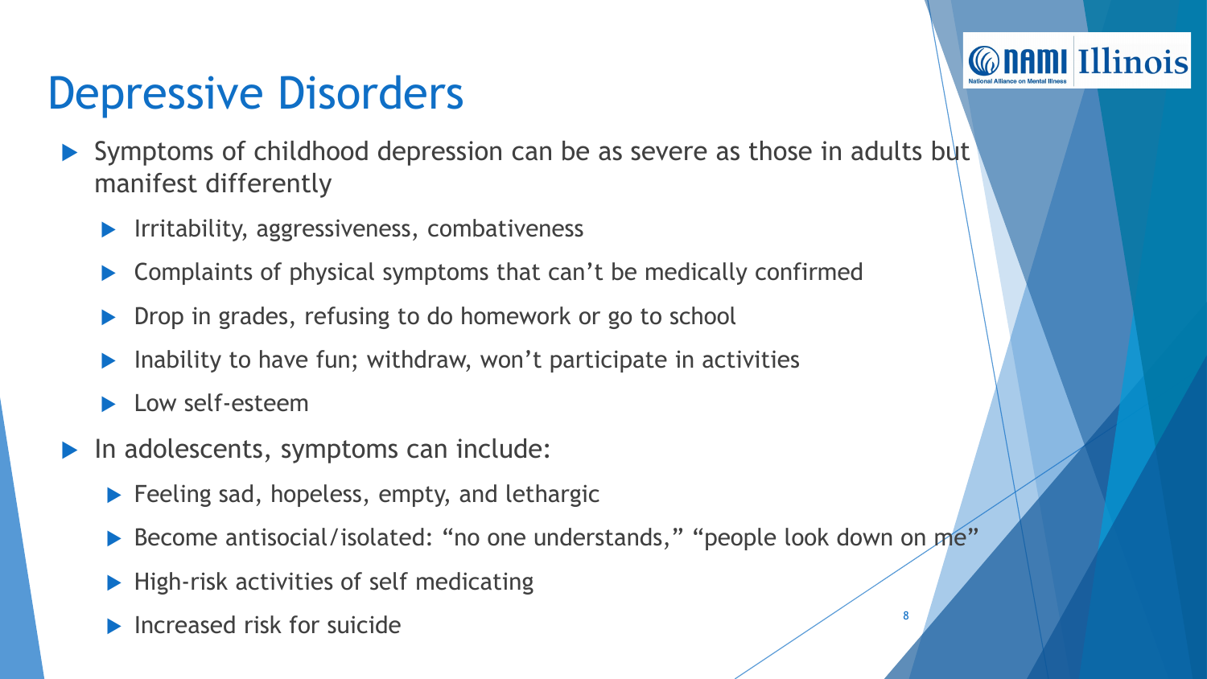# Depressive Disorders

- Symptoms of childhood depression can be as severe as those in adults but manifest differently
  - Irritability, aggressiveness, combativeness
  - Complaints of physical symptoms that can’t be medically confirmed
  - Drop in grades, refusing to do homework or go to school
  - Inability to have fun; withdraw, won’t participate in activities
  - Low self-esteem
- In adolescents, symptoms can include:
  - Feeling sad, hopeless, empty, and lethargic
  - Become antisocial/isolated: “no one understands,” “people look down on me”
  - High-risk activities of self medicating
  - Increased risk for suicide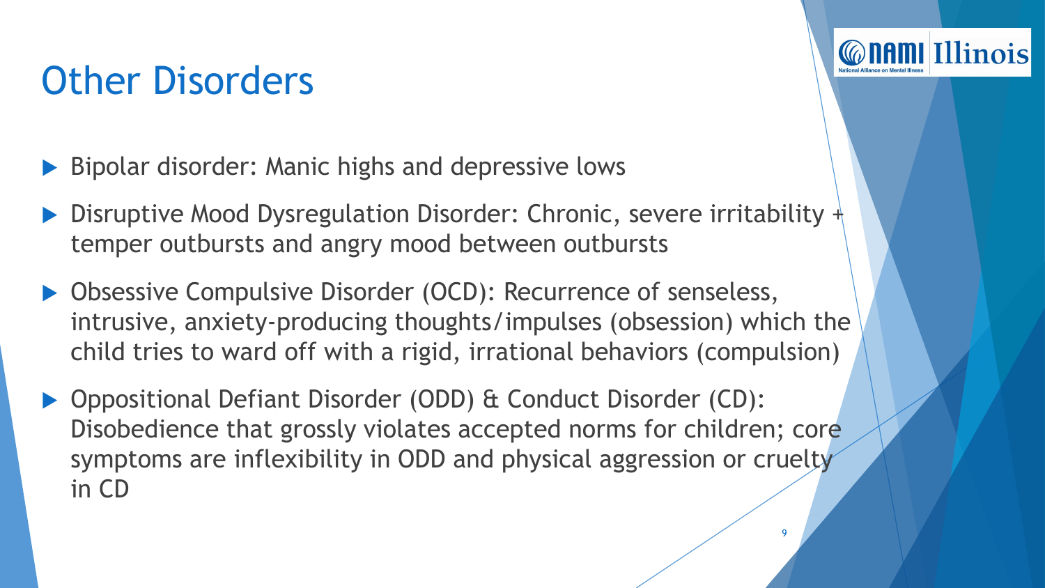# Other Disorders

- Bipolar disorder: Manic highs and depressive lows
- Disruptive Mood Dysregulation Disorder: Chronic, severe irritability + temper outbursts and angry mood between outbursts
- Obsessive Compulsive Disorder (OCD): Recurrence of senseless, intrusive, anxiety-producing thoughts/impulses (obsession) which the child tries to ward off with a rigid, irrational behaviors (compulsion)
- Oppositional Defiant Disorder (ODD) & Conduct Disorder (CD): Disobedience that grossly violates accepted norms for children; core symptoms are inflexibility in ODD and physical aggression or cruelty in CD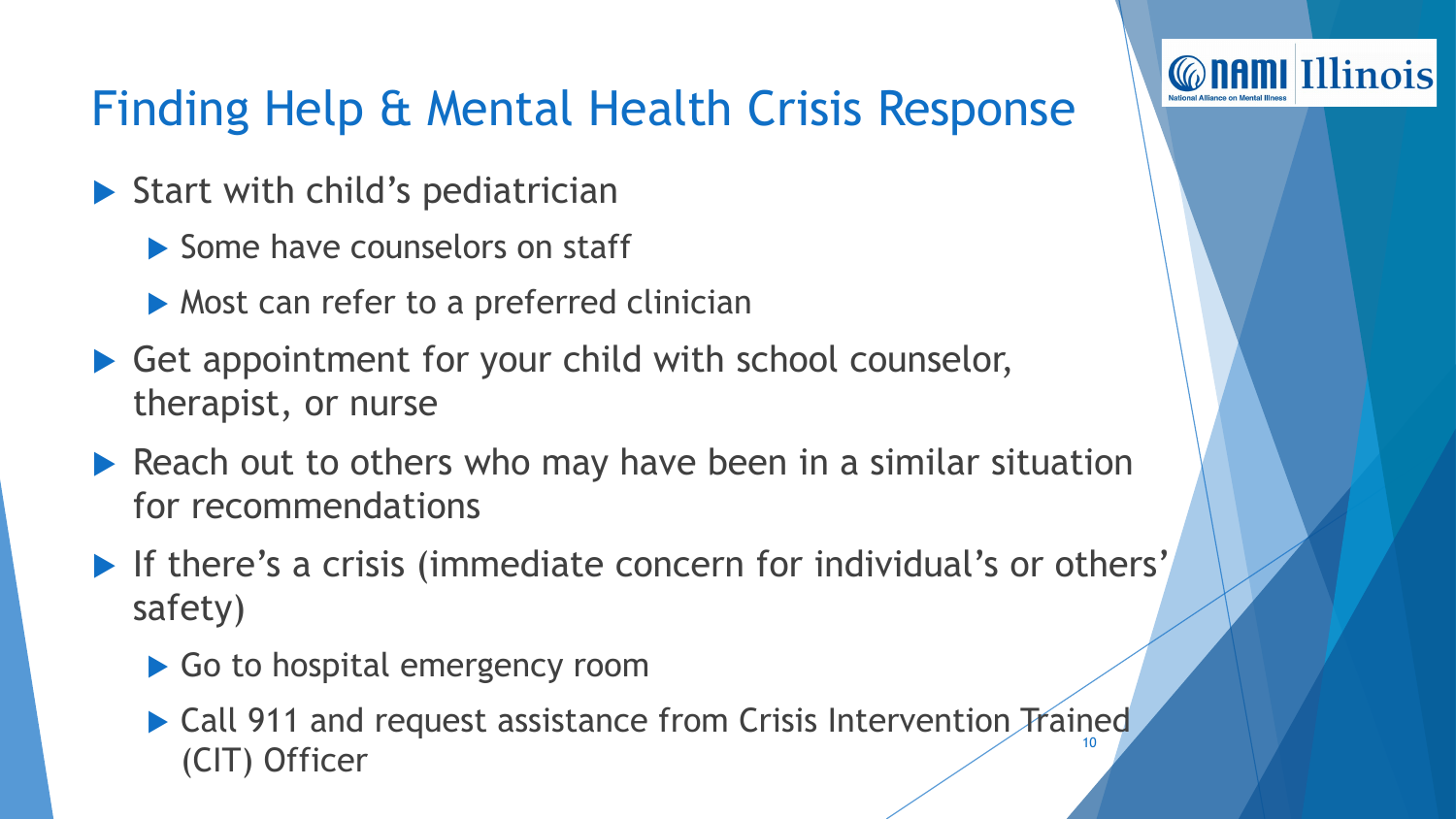# Finding Help & Mental Health Crisis Response

- Start with child's pediatrician
  - Some have counselors on staff
  - Most can refer to a preferred clinician
- Get appointment for your child with school counselor, therapist, or nurse
- Reach out to others who may have been in a similar situation for recommendations
- If there's a crisis (immediate concern for individual's or others' safety)
  - Go to hospital emergency room
  - Call 911 and request assistance from Crisis Intervention Trained (CIT) Officer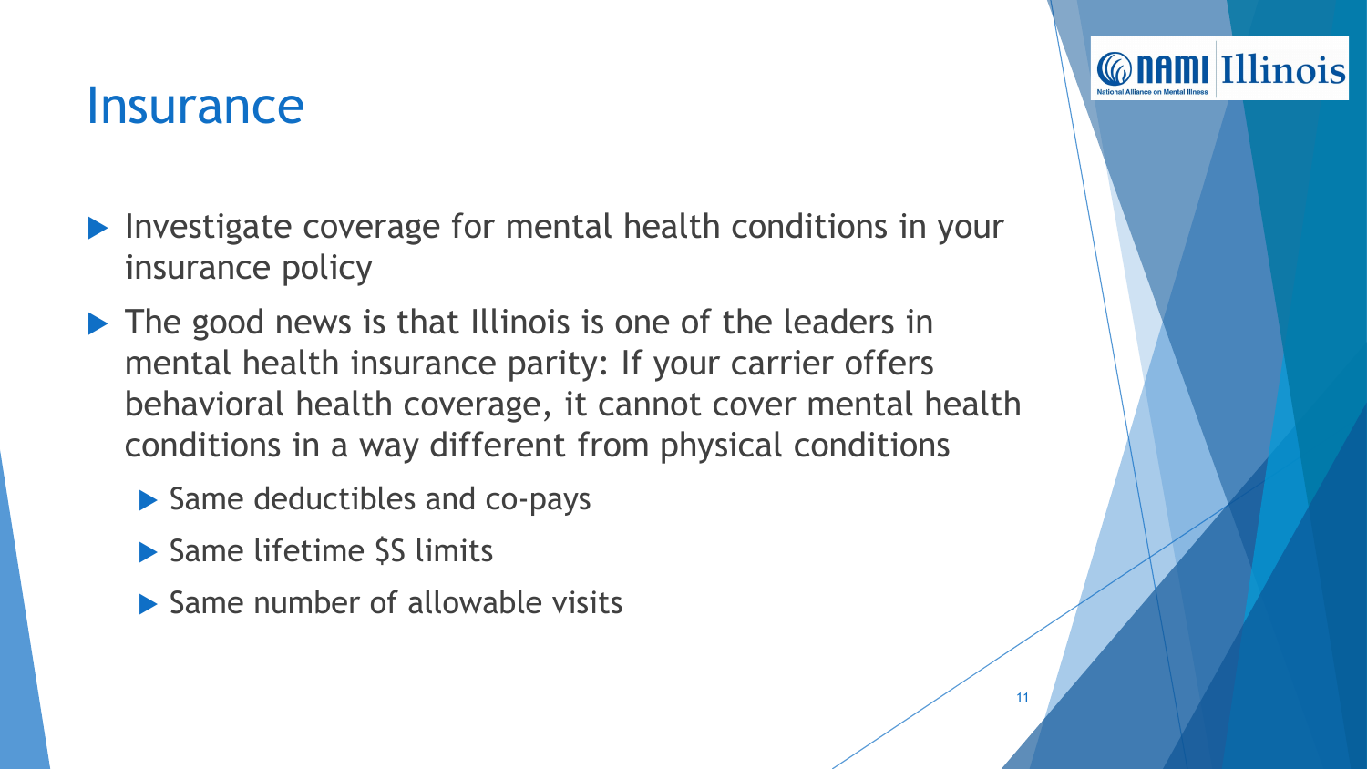# Insurance

- Investigate coverage for mental health conditions in your insurance policy
- The good news is that Illinois is one of the leaders in mental health insurance parity: If your carrier offers behavioral health coverage, it cannot cover mental health conditions in a way different from physical conditions
  - Same deductibles and co-pays
  - Same lifetime $S limits
  - Same number of allowable visits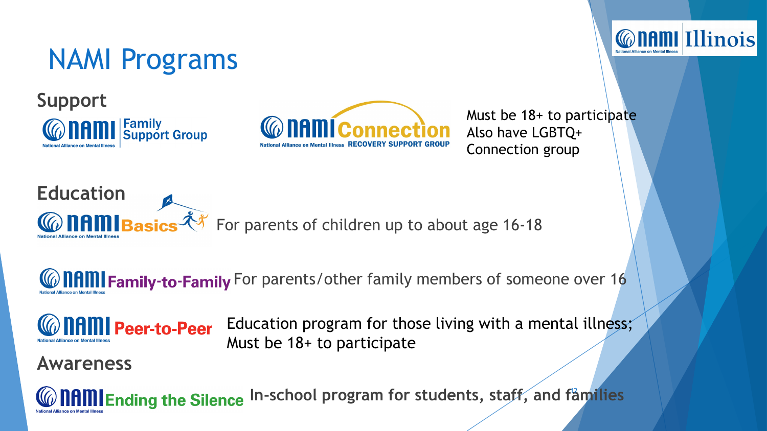# NAMI Programs

## Support

NAMI Family Support Group

NAMI Connection Recovery Support Group

Must be 18+ to participate
Also have LGBTQ+ Connection group

## Education

NAMI Basics — For parents of children up to about age 16-18

NAMI Family-to-Family — For parents/other family members of someone over 16

NAMI Peer-to-Peer — Education program for those living with a mental illness; Must be 18+ to participate

## Awareness

NAMI Ending the Silence — **In-school program for students, staff, and families**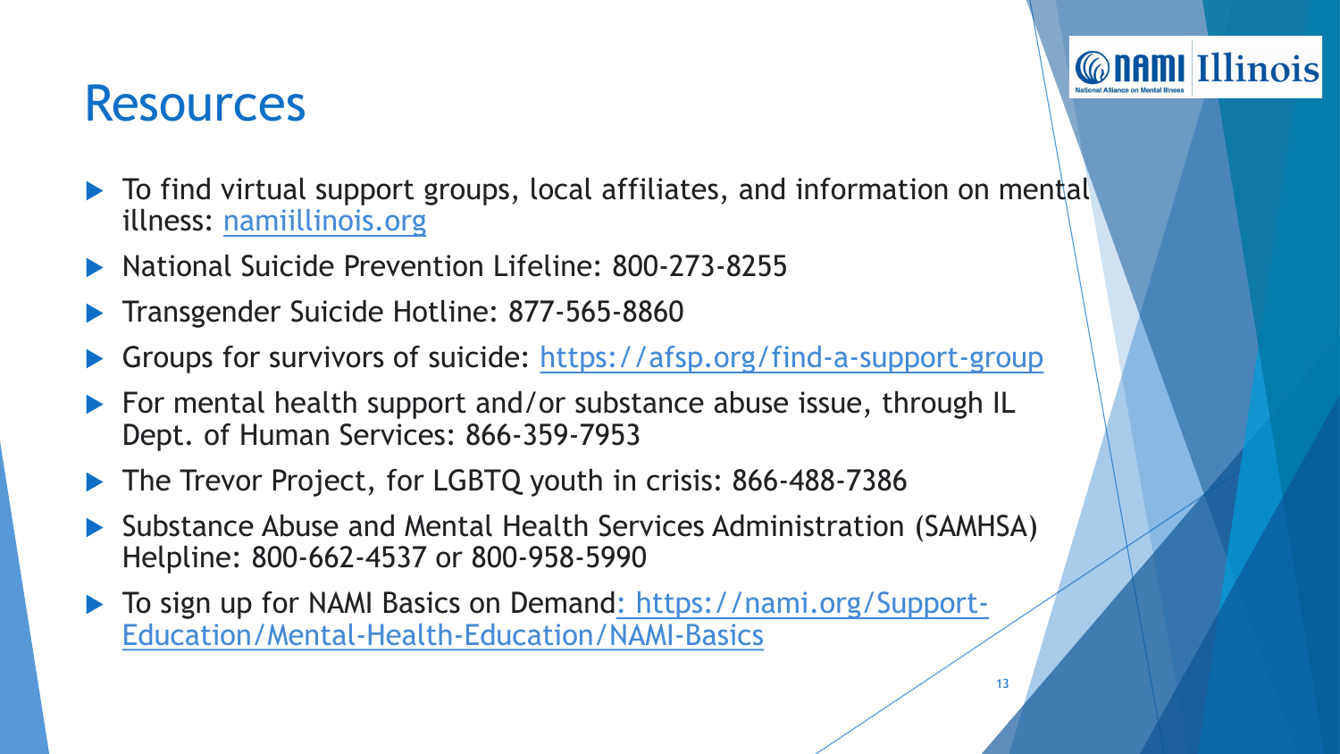# Resources

- To find virtual support groups, local affiliates, and information on mental illness: [namiillinois.org](namiillinois.org)
- National Suicide Prevention Lifeline: 800-273-8255
- Transgender Suicide Hotline: 877-565-8860
- Groups for survivors of suicide: [https://afsp.org/find-a-support-group](https://afsp.org/find-a-support-group)
- For mental health support and/or substance abuse issue, through IL Dept. of Human Services: 866-359-7953
- The Trevor Project, for LGBTQ youth in crisis: 866-488-7386
- Substance Abuse and Mental Health Services Administration (SAMHSA) Helpline: 800-662-4537 or 800-958-5990
- To sign up for NAMI Basics on Demand: [https://nami.org/Support-Education/Mental-Health-Education/NAMI-Basics](https://nami.org/Support-Education/Mental-Health-Education/NAMI-Basics)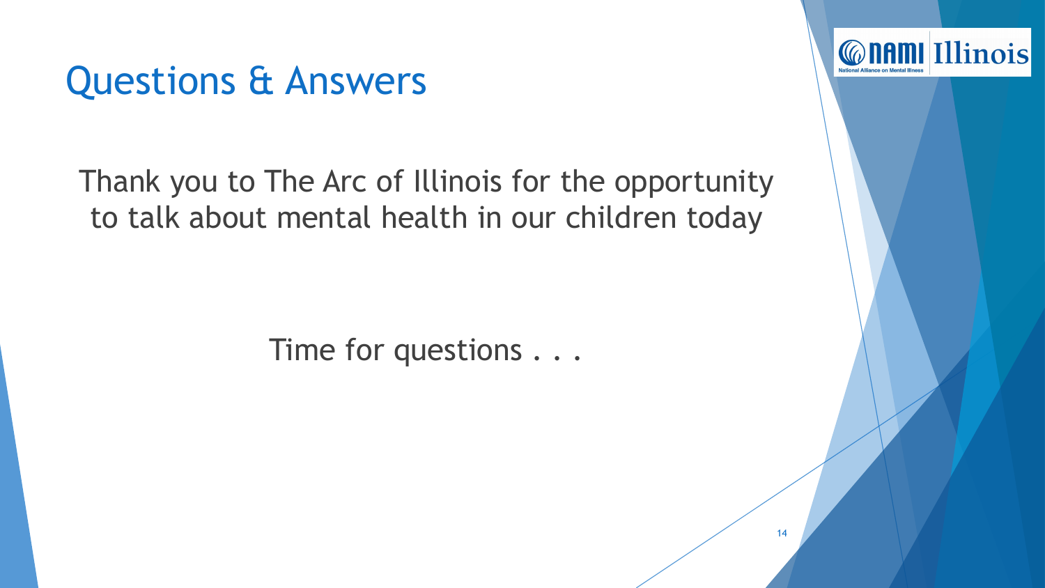# Questions & Answers

Thank you to The Arc of Illinois for the opportunity to talk about mental health in our children today

Time for questions . . .